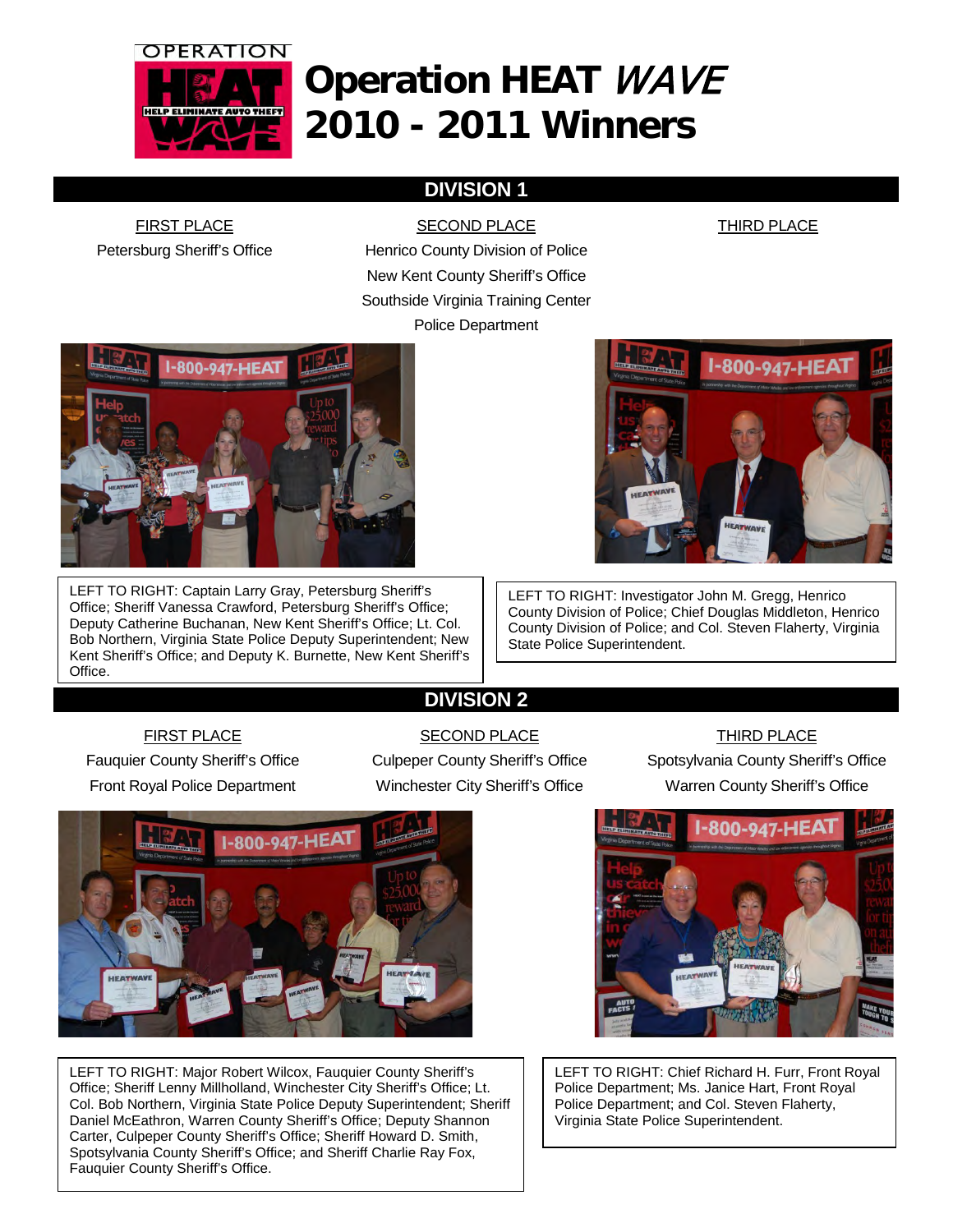# Operation HEAT *WAVE* 2010 - 2011 Winners

## DIVISION 1

| FIRST PLACE | SECOND PLACE | THIRD PLACE |
| --- | --- | --- |
| Petersburg Sheriff's Office | Henrico County Division of Police<br>New Kent County Sheriff's Office<br>Southside Virginia Training Center Police Department | |

LEFT TO RIGHT: Captain Larry Gray, Petersburg Sheriff's Office; Sheriff Vanessa Crawford, Petersburg Sheriff's Office; Deputy Catherine Buchanan, New Kent Sheriff's Office; Lt. Col. Bob Northern, Virginia State Police Deputy Superintendent; New Kent Sheriff's Office; and Deputy K. Burnette, New Kent Sheriff's Office.

LEFT TO RIGHT: Investigator John M. Gregg, Henrico County Division of Police; Chief Douglas Middleton, Henrico County Division of Police; and Col. Steven Flaherty, Virginia State Police Superintendent.

## DIVISION 2

| FIRST PLACE | SECOND PLACE | THIRD PLACE |
| --- | --- | --- |
| Fauquier County Sheriff's Office | Culpeper County Sheriff's Office | Spotsylvania County Sheriff's Office |
| Front Royal Police Department | Winchester City Sheriff's Office | Warren County Sheriff's Office |

LEFT TO RIGHT: Major Robert Wilcox, Fauquier County Sheriff's Office; Sheriff Lenny Millholland, Winchester City Sheriff's Office; Lt. Col. Bob Northern, Virginia State Police Deputy Superintendent; Sheriff Daniel McEathron, Warren County Sheriff's Office; Deputy Shannon Carter, Culpeper County Sheriff's Office; Sheriff Howard D. Smith, Spotsylvania County Sheriff's Office; and Sheriff Charlie Ray Fox, Fauquier County Sheriff's Office.

LEFT TO RIGHT: Chief Richard H. Furr, Front Royal Police Department; Ms. Janice Hart, Front Royal Police Department; and Col. Steven Flaherty, Virginia State Police Superintendent.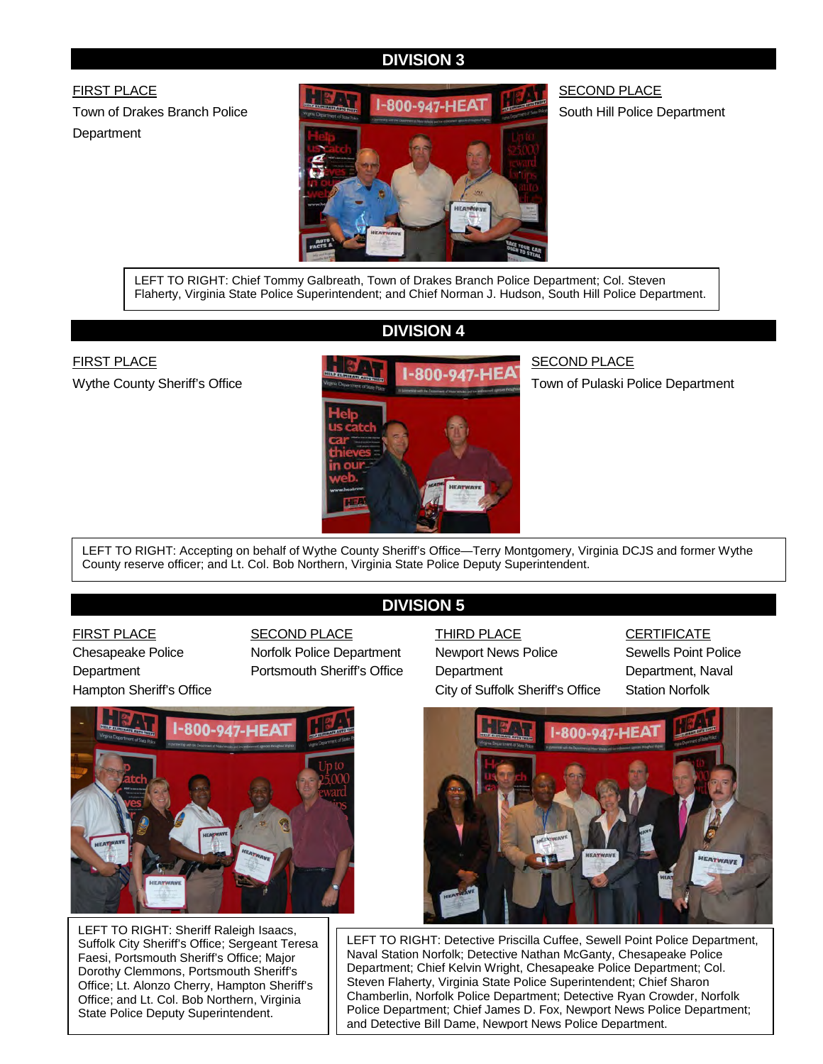## DIVISION 3

FIRST PLACE
Town of Drakes Branch Police Department

SECOND PLACE
South Hill Police Department

LEFT TO RIGHT: Chief Tommy Galbreath, Town of Drakes Branch Police Department; Col. Steven Flaherty, Virginia State Police Superintendent; and Chief Norman J. Hudson, South Hill Police Department.

## DIVISION 4

FIRST PLACE
Wythe County Sheriff's Office

SECOND PLACE
Town of Pulaski Police Department

LEFT TO RIGHT: Accepting on behalf of Wythe County Sheriff's Office—Terry Montgomery, Virginia DCJS and former Wythe County reserve officer; and Lt. Col. Bob Northern, Virginia State Police Deputy Superintendent.

## DIVISION 5

FIRST PLACE
Chesapeake Police Department
Hampton Sheriff's Office

SECOND PLACE
Norfolk Police Department
Portsmouth Sheriff's Office

THIRD PLACE
Newport News Police Department
City of Suffolk Sheriff's Office

CERTIFICATE
Sewells Point Police Department, Naval Station Norfolk

LEFT TO RIGHT: Sheriff Raleigh Isaacs, Suffolk City Sheriff's Office; Sergeant Teresa Faesi, Portsmouth Sheriff's Office; Major Dorothy Clemmons, Portsmouth Sheriff's Office; Lt. Alonzo Cherry, Hampton Sheriff's Office; and Lt. Col. Bob Northern, Virginia State Police Deputy Superintendent.

LEFT TO RIGHT: Detective Priscilla Cuffee, Sewell Point Police Department, Naval Station Norfolk; Detective Nathan McGanty, Chesapeake Police Department; Chief Kelvin Wright, Chesapeake Police Department; Col. Steven Flaherty, Virginia State Police Superintendent; Chief Sharon Chamberlin, Norfolk Police Department; Detective Ryan Crowder, Norfolk Police Department; Chief James D. Fox, Newport News Police Department; and Detective Bill Dame, Newport News Police Department.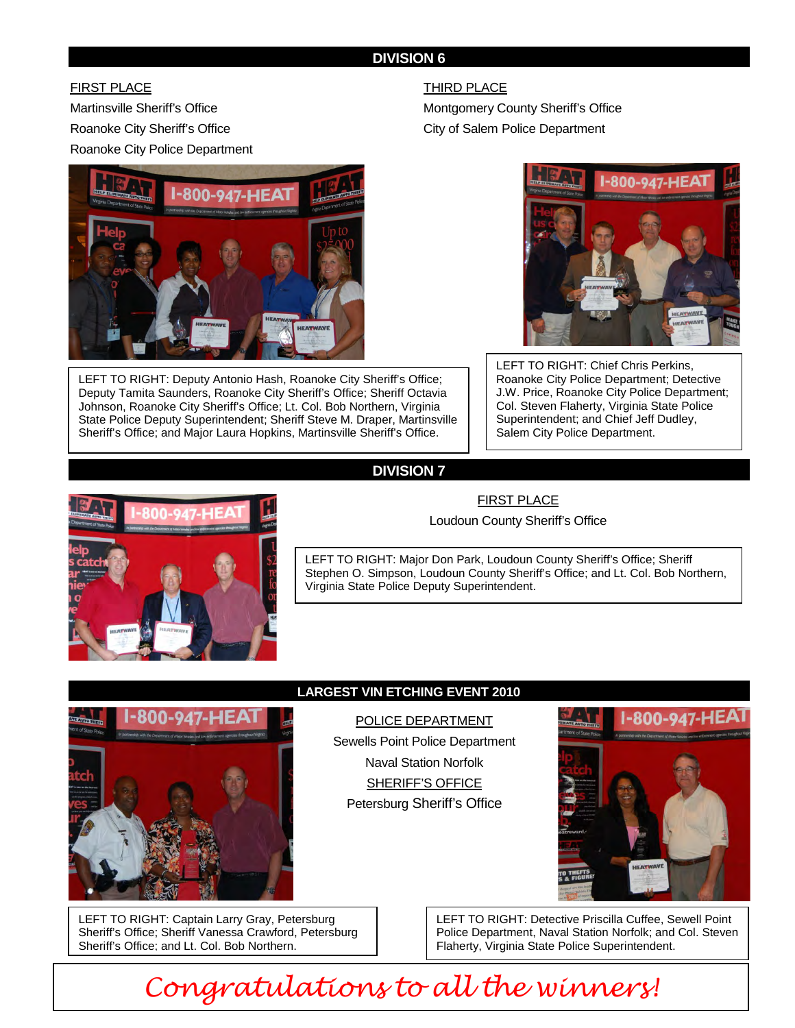## DIVISION 6

FIRST PLACE

Martinsville Sheriff's Office

Roanoke City Sheriff's Office

Roanoke City Police Department

LEFT TO RIGHT: Deputy Antonio Hash, Roanoke City Sheriff's Office; Deputy Tamita Saunders, Roanoke City Sheriff's Office; Sheriff Octavia Johnson, Roanoke City Sheriff's Office; Lt. Col. Bob Northern, Virginia State Police Deputy Superintendent; Sheriff Steve M. Draper, Martinsville Sheriff's Office; and Major Laura Hopkins, Martinsville Sheriff's Office.

THIRD PLACE

Montgomery County Sheriff's Office

City of Salem Police Department

LEFT TO RIGHT: Chief Chris Perkins, Roanoke City Police Department; Detective J.W. Price, Roanoke City Police Department; Col. Steven Flaherty, Virginia State Police Superintendent; and Chief Jeff Dudley, Salem City Police Department.

## DIVISION 7

FIRST PLACE

Loudoun County Sheriff's Office

LEFT TO RIGHT: Major Don Park, Loudoun County Sheriff's Office; Sheriff Stephen O. Simpson, Loudoun County Sheriff's Office; and Lt. Col. Bob Northern, Virginia State Police Deputy Superintendent.

## LARGEST VIN ETCHING EVENT 2010

POLICE DEPARTMENT

Sewells Point Police Department

Naval Station Norfolk

SHERIFF'S OFFICE

Petersburg Sheriff's Office

LEFT TO RIGHT: Captain Larry Gray, Petersburg Sheriff's Office; Sheriff Vanessa Crawford, Petersburg Sheriff's Office; and Lt. Col. Bob Northern.

LEFT TO RIGHT: Detective Priscilla Cuffee, Sewell Point Police Department, Naval Station Norfolk; and Col. Steven Flaherty, Virginia State Police Superintendent.

*Congratulations to all the winners!*